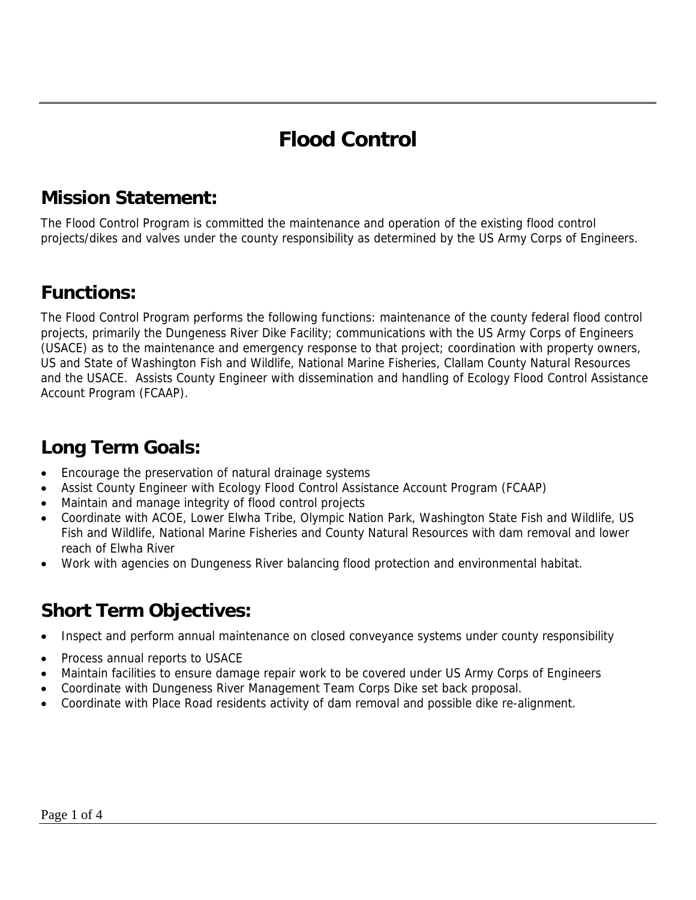# Flood Control

## Mission Statement:

The Flood Control Program is committed the maintenance and operation of the existing flood control projects/dikes and valves under the county responsibility as determined by the US Army Corps of Engineers.

## Functions:

The Flood Control Program performs the following functions: maintenance of the county federal flood control projects, primarily the Dungeness River Dike Facility; communications with the US Army Corps of Engineers (USACE) as to the maintenance and emergency response to that project; coordination with property owners, US and State of Washington Fish and Wildlife, National Marine Fisheries, Clallam County Natural Resources and the USACE. Assists County Engineer with dissemination and handling of Ecology Flood Control Assistance Account Program (FCAAP).

## Long Term Goals:

- Encourage the preservation of natural drainage systems
- Assist County Engineer with Ecology Flood Control Assistance Account Program (FCAAP)
- Maintain and manage integrity of flood control projects
- Coordinate with ACOE, Lower Elwha Tribe, Olympic Nation Park, Washington State Fish and Wildlife, US Fish and Wildlife, National Marine Fisheries and County Natural Resources with dam removal and lower reach of Elwha River
- Work with agencies on Dungeness River balancing flood protection and environmental habitat.

## Short Term Objectives:

- Inspect and perform annual maintenance on closed conveyance systems under county responsibility
- Process annual reports to USACE
- Maintain facilities to ensure damage repair work to be covered under US Army Corps of Engineers
- Coordinate with Dungeness River Management Team Corps Dike set back proposal.
- Coordinate with Place Road residents activity of dam removal and possible dike re-alignment.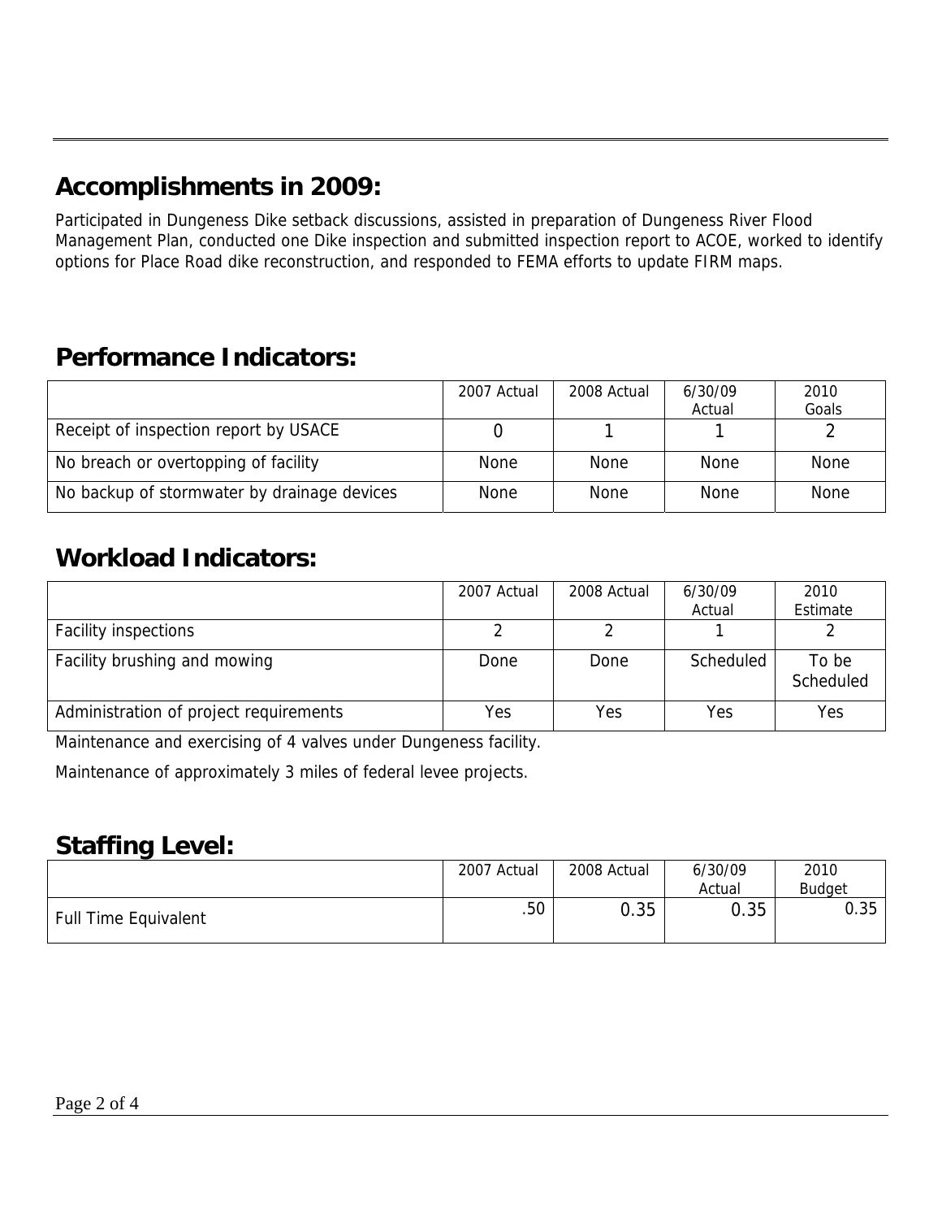## Accomplishments in 2009:

Participated in Dungeness Dike setback discussions, assisted in preparation of Dungeness River Flood Management Plan, conducted one Dike inspection and submitted inspection report to ACOE, worked to identify options for Place Road dike reconstruction, and responded to FEMA efforts to update FIRM maps.

## Performance Indicators:

| | 2007 Actual | 2008 Actual | 6/30/09 Actual | 2010 Goals |
|---|---|---|---|---|
| Receipt of inspection report by USACE | 0 | 1 | 1 | 2 |
| No breach or overtopping of facility | None | None | None | None |
| No backup of stormwater by drainage devices | None | None | None | None |

## Workload Indicators:

| | 2007 Actual | 2008 Actual | 6/30/09 Actual | 2010 Estimate |
|---|---|---|---|---|
| Facility inspections | 2 | 2 | 1 | 2 |
| Facility brushing and mowing | Done | Done | Scheduled | To be Scheduled |
| Administration of project requirements | Yes | Yes | Yes | Yes |

Maintenance and exercising of 4 valves under Dungeness facility.

Maintenance of approximately 3 miles of federal levee projects.

## Staffing Level:

| | 2007 Actual | 2008 Actual | 6/30/09 Actual | 2010 Budget |
|---|---|---|---|---|
| Full Time Equivalent | .50 | 0.35 | 0.35 | 0.35 |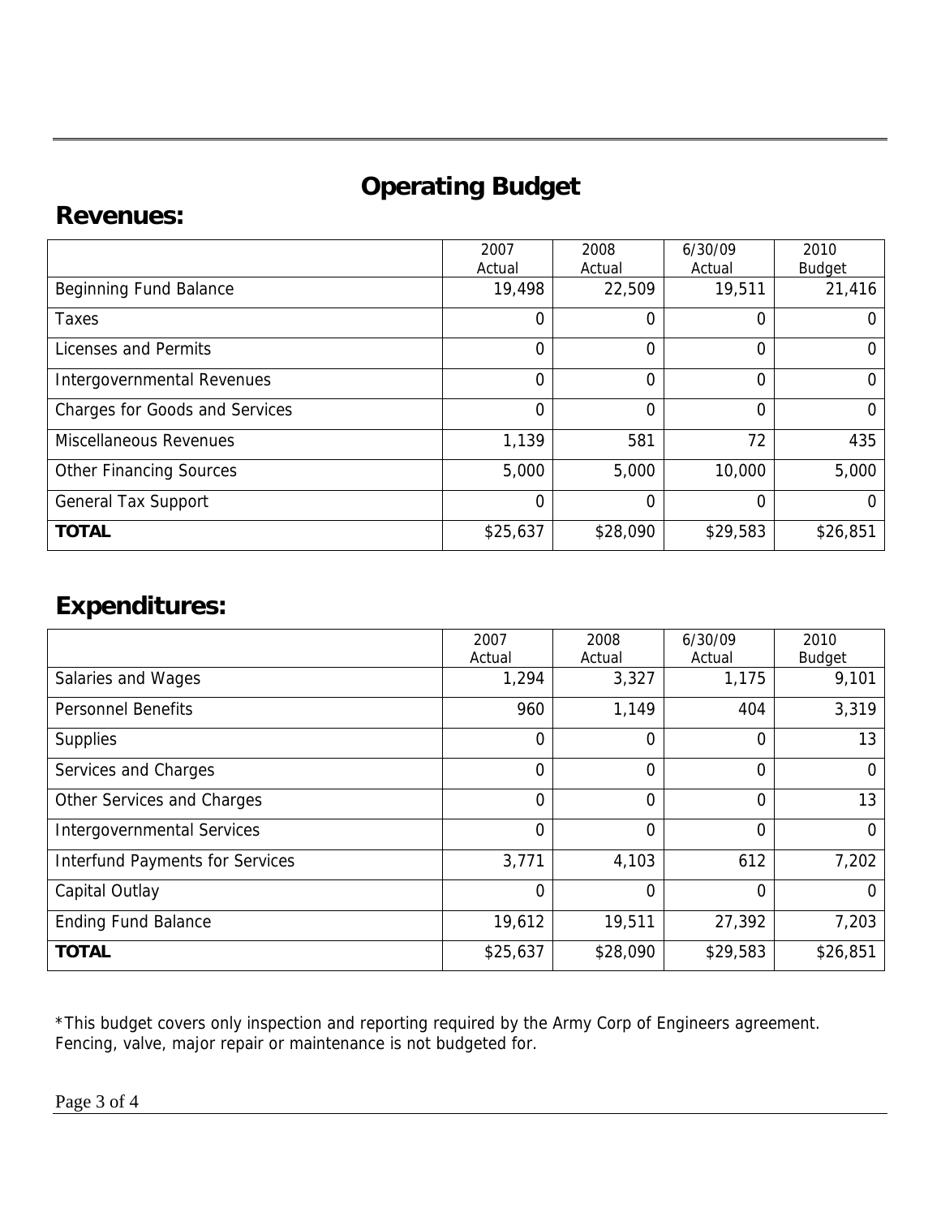# Operating Budget

## Revenues:

| | 2007 Actual | 2008 Actual | 6/30/09 Actual | 2010 Budget |
|---|---|---|---|---|
| Beginning Fund Balance | 19,498 | 22,509 | 19,511 | 21,416 |
| Taxes | 0 | 0 | 0 | 0 |
| Licenses and Permits | 0 | 0 | 0 | 0 |
| Intergovernmental Revenues | 0 | 0 | 0 | 0 |
| Charges for Goods and Services | 0 | 0 | 0 | 0 |
| Miscellaneous Revenues | 1,139 | 581 | 72 | 435 |
| Other Financing Sources | 5,000 | 5,000 | 10,000 | 5,000 |
| General Tax Support | 0 | 0 | 0 | 0 |
| **TOTAL** | $25,637 | $28,090 | $29,583 | $26,851 |

## Expenditures:

| | 2007 Actual | 2008 Actual | 6/30/09 Actual | 2010 Budget |
|---|---|---|---|---|
| Salaries and Wages | 1,294 | 3,327 | 1,175 | 9,101 |
| Personnel Benefits | 960 | 1,149 | 404 | 3,319 |
| Supplies | 0 | 0 | 0 | 13 |
| Services and Charges | 0 | 0 | 0 | 0 |
| Other Services and Charges | 0 | 0 | 0 | 13 |
| Intergovernmental Services | 0 | 0 | 0 | 0 |
| Interfund Payments for Services | 3,771 | 4,103 | 612 | 7,202 |
| Capital Outlay | 0 | 0 | 0 | 0 |
| Ending Fund Balance | 19,612 | 19,511 | 27,392 | 7,203 |
| **TOTAL** | $25,637 | $28,090 | $29,583 | $26,851 |

*This budget covers only inspection and reporting required by the Army Corp of Engineers agreement. Fencing, valve, major repair or maintenance is not budgeted for.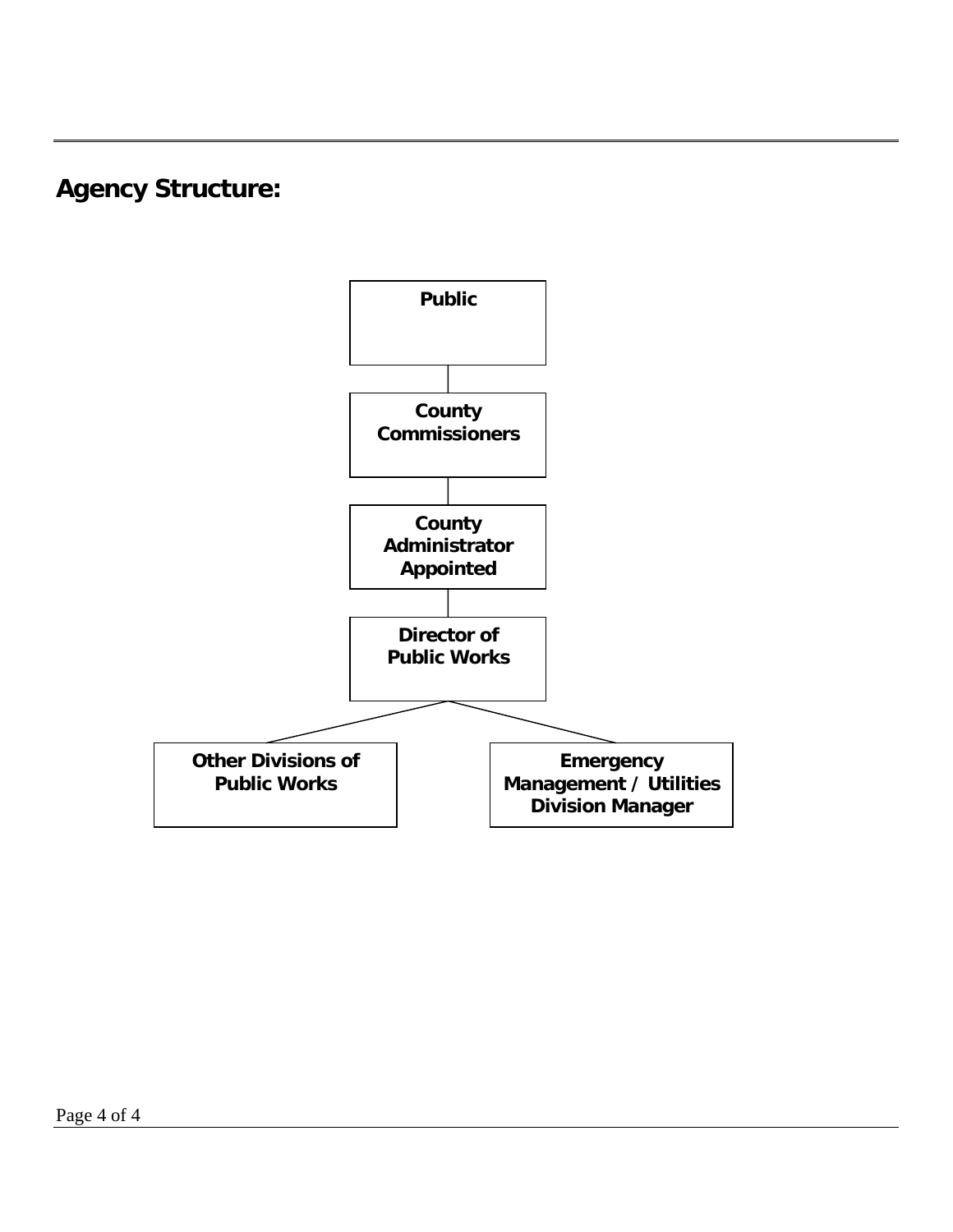## Agency Structure:

Public

County Commissioners

County Administrator Appointed

Director of Public Works

Other Divisions of Public Works

Emergency Management / Utilities Division Manager